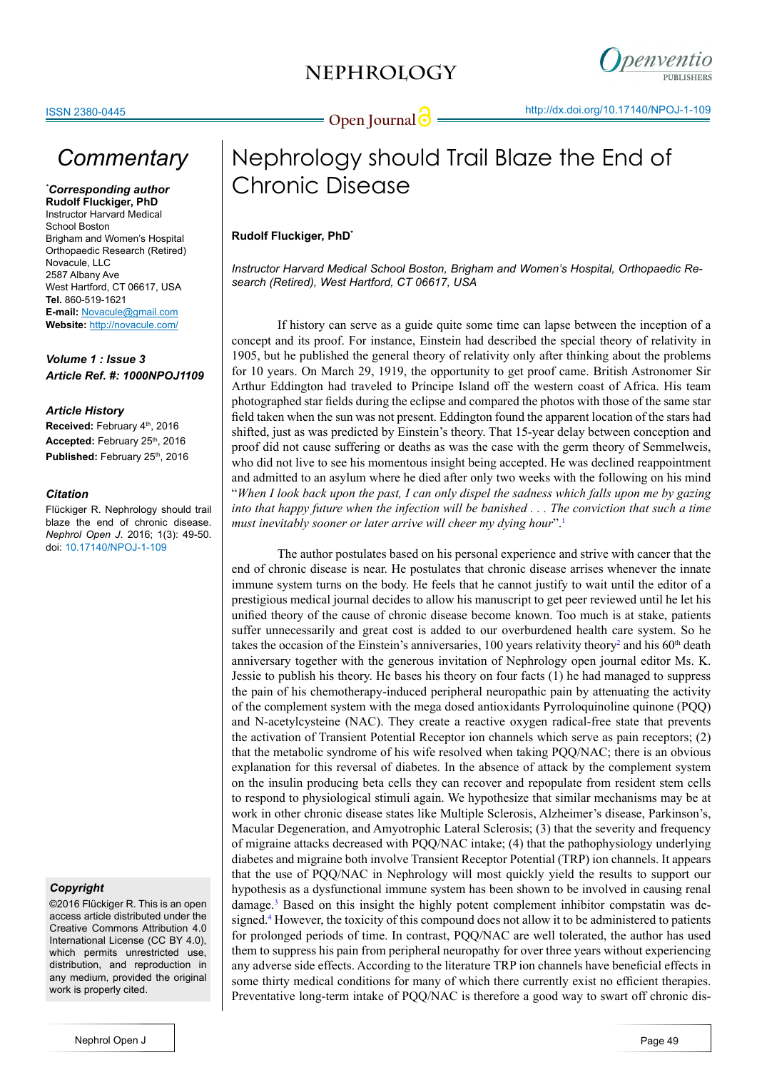# Nephrology should Trail Blaze the End of Chronic Disease

**Rudolf Fluckiger, PhD***

*Instructor Harvard Medical School Boston, Brigham and Women's Hospital, Orthopaedic Research (Retired), West Hartford, CT 06617, USA*

## Commentary

***Corresponding author**
**Rudolf Fluckiger, PhD**
Instructor Harvard Medical School Boston
Brigham and Women's Hospital
Orthopaedic Research (Retired)
Novacule, LLC
2587 Albany Ave
West Hartford, CT 06617, USA
**Tel.** 860-519-1621
**E-mail:** Novacule@gmail.com
**Website:** http://novacule.com/

***Volume 1 : Issue 3***
***Article Ref. #: 1000NPOJ1109***

***Article History***
**Received:** February 4th, 2016
**Accepted:** February 25th, 2016
**Published:** February 25th, 2016

***Citation***
Flückiger R. Nephrology should trail blaze the end of chronic disease. *Nephrol Open J*. 2016; 1(3): 49-50. doi: 10.17140/NPOJ-1-109

***Copyright***
©2016 Flückiger R. This is an open access article distributed under the Creative Commons Attribution 4.0 International License (CC BY 4.0), which permits unrestricted use, distribution, and reproduction in any medium, provided the original work is properly cited.

If history can serve as a guide quite some time can lapse between the inception of a concept and its proof. For instance, Einstein had described the special theory of relativity in 1905, but he published the general theory of relativity only after thinking about the problems for 10 years. On March 29, 1919, the opportunity to get proof came. British Astronomer Sir Arthur Eddington had traveled to Príncipe Island off the western coast of Africa. His team photographed star fields during the eclipse and compared the photos with those of the same star field taken when the sun was not present. Eddington found the apparent location of the stars had shifted, just as was predicted by Einstein's theory. That 15-year delay between conception and proof did not cause suffering or deaths as was the case with the germ theory of Semmelweis, who did not live to see his momentous insight being accepted. He was declined reappointment and admitted to an asylum where he died after only two weeks with the following on his mind "*When I look back upon the past, I can only dispel the sadness which falls upon me by gazing into that happy future when the infection will be banished . . . The conviction that such a time must inevitably sooner or later arrive will cheer my dying hour*".[1]

The author postulates based on his personal experience and strive with cancer that the end of chronic disease is near. He postulates that chronic disease arrises whenever the innate immune system turns on the body. He feels that he cannot justify to wait until the editor of a prestigious medical journal decides to allow his manuscript to get peer reviewed until he let his unified theory of the cause of chronic disease become known. Too much is at stake, patients suffer unnecessarily and great cost is added to our overburdened health care system. So he takes the occasion of the Einstein's anniversaries, 100 years relativity theory[2] and his 60th death anniversary together with the generous invitation of Nephrology open journal editor Ms. K. Jessie to publish his theory. He bases his theory on four facts (1) he had managed to suppress the pain of his chemotherapy-induced peripheral neuropathic pain by attenuating the activity of the complement system with the mega dosed antioxidants Pyrroloquinoline quinone (PQQ) and N-acetylcysteine (NAC). They create a reactive oxygen radical-free state that prevents the activation of Transient Potential Receptor ion channels which serve as pain receptors; (2) that the metabolic syndrome of his wife resolved when taking PQQ/NAC; there is an obvious explanation for this reversal of diabetes. In the absence of attack by the complement system on the insulin producing beta cells they can recover and repopulate from resident stem cells to respond to physiological stimuli again. We hypothesize that similar mechanisms may be at work in other chronic disease states like Multiple Sclerosis, Alzheimer's disease, Parkinson's, Macular Degeneration, and Amyotrophic Lateral Sclerosis; (3) that the severity and frequency of migraine attacks decreased with PQQ/NAC intake; (4) that the pathophysiology underlying diabetes and migraine both involve Transient Receptor Potential (TRP) ion channels. It appears that the use of PQQ/NAC in Nephrology will most quickly yield the results to support our hypothesis as a dysfunctional immune system has been shown to be involved in causing renal damage.[3] Based on this insight the highly potent complement inhibitor compstatin was designed.[4] However, the toxicity of this compound does not allow it to be administered to patients for prolonged periods of time. In contrast, PQQ/NAC are well tolerated, the author has used them to suppress his pain from peripheral neuropathy for over three years without experiencing any adverse side effects. According to the literature TRP ion channels have beneficial effects in some thirty medical conditions for many of which there currently exist no efficient therapies. Preventative long-term intake of PQQ/NAC is therefore a good way to swart off chronic dis-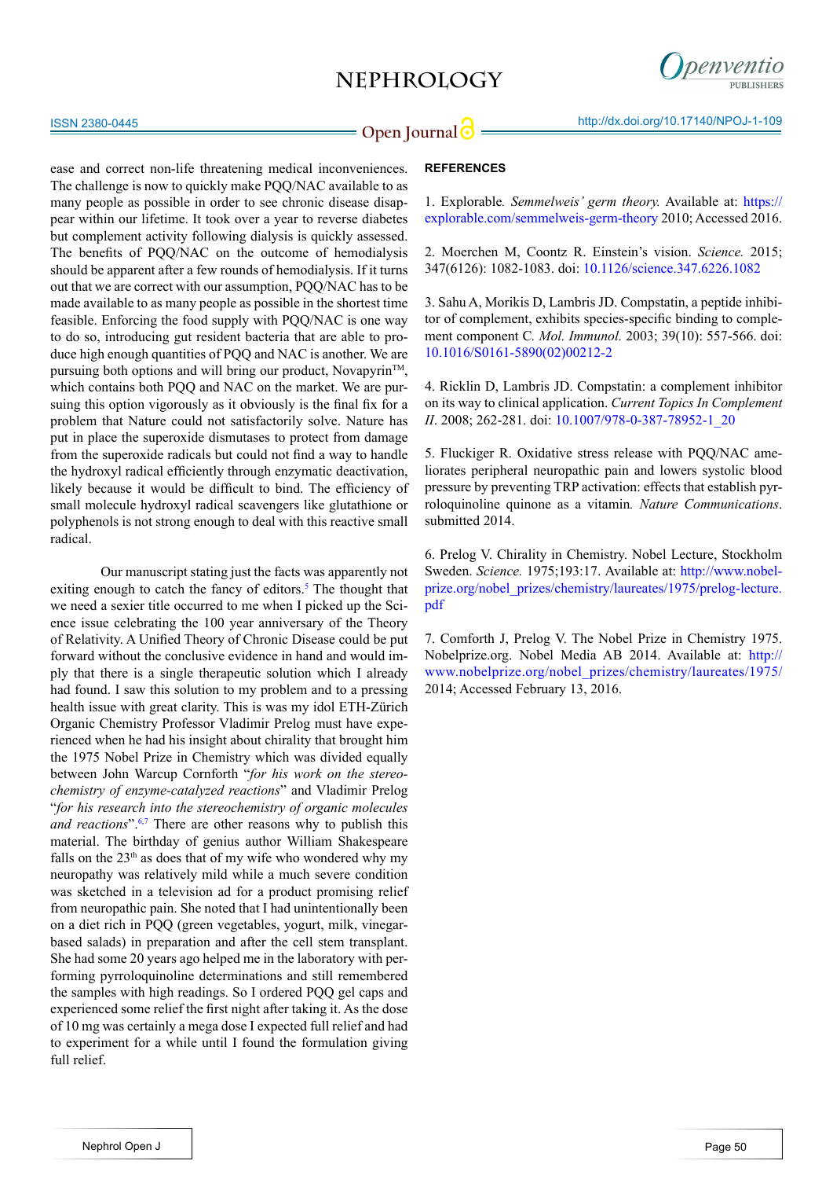ease and correct non-life threatening medical inconveniences. The challenge is now to quickly make PQQ/NAC available to as many people as possible in order to see chronic disease disappear within our lifetime. It took over a year to reverse diabetes but complement activity following dialysis is quickly assessed. The benefits of PQQ/NAC on the outcome of hemodialysis should be apparent after a few rounds of hemodialysis. If it turns out that we are correct with our assumption, PQQ/NAC has to be made available to as many people as possible in the shortest time feasible. Enforcing the food supply with PQQ/NAC is one way to do so, introducing gut resident bacteria that are able to produce high enough quantities of PQQ and NAC is another. We are pursuing both options and will bring our product, Novapyrin™, which contains both PQQ and NAC on the market. We are pursuing this option vigorously as it obviously is the final fix for a problem that Nature could not satisfactorily solve. Nature has put in place the superoxide dismutases to protect from damage from the superoxide radicals but could not find a way to handle the hydroxyl radical efficiently through enzymatic deactivation, likely because it would be difficult to bind. The efficiency of small molecule hydroxyl radical scavengers like glutathione or polyphenols is not strong enough to deal with this reactive small radical.

Our manuscript stating just the facts was apparently not exiting enough to catch the fancy of editors.[5] The thought that we need a sexier title occurred to me when I picked up the Science issue celebrating the 100 year anniversary of the Theory of Relativity. A Unified Theory of Chronic Disease could be put forward without the conclusive evidence in hand and would imply that there is a single therapeutic solution which I already had found. I saw this solution to my problem and to a pressing health issue with great clarity. This is was my idol ETH-Zürich Organic Chemistry Professor Vladimir Prelog must have experienced when he had his insight about chirality that brought him the 1975 Nobel Prize in Chemistry which was divided equally between John Warcup Cornforth "*for his work on the stereochemistry of enzyme-catalyzed reactions*" and Vladimir Prelog "*for his research into the stereochemistry of organic molecules and reactions*".[6,7] There are other reasons why to publish this material. The birthday of genius author William Shakespeare falls on the 23$^{th}$ as does that of my wife who wondered why my neuropathy was relatively mild while a much severe condition was sketched in a television ad for a product promising relief from neuropathic pain. She noted that I had unintentionally been on a diet rich in PQQ (green vegetables, yogurt, milk, vinegar-based salads) in preparation and after the cell stem transplant. She had some 20 years ago helped me in the laboratory with performing pyrroloquinoline determinations and still remembered the samples with high readings. So I ordered PQQ gel caps and experienced some relief the first night after taking it. As the dose of 10 mg was certainly a mega dose I expected full relief and had to experiment for a while until I found the formulation giving full relief.

## REFERENCES

1. Explorable. *Semmelweis' germ theory.* Available at: https://explorable.com/semmelweis-germ-theory 2010; Accessed 2016.

2. Moerchen M, Coontz R. Einstein's vision. *Science.* 2015; 347(6126): 1082-1083. doi: 10.1126/science.347.6226.1082

3. Sahu A, Morikis D, Lambris JD. Compstatin, a peptide inhibitor of complement, exhibits species-specific binding to complement component C. *Mol. Immunol.* 2003; 39(10): 557-566. doi: 10.1016/S0161-5890(02)00212-2

4. Ricklin D, Lambris JD. Compstatin: a complement inhibitor on its way to clinical application. *Current Topics In Complement II*. 2008; 262-281. doi: 10.1007/978-0-387-78952-1_20

5. Fluckiger R. Oxidative stress release with PQQ/NAC ameliorates peripheral neuropathic pain and lowers systolic blood pressure by preventing TRP activation: effects that establish pyrroloquinoline quinone as a vitamin. *Nature Communications*. submitted 2014.

6. Prelog V. Chirality in Chemistry. Nobel Lecture, Stockholm Sweden. *Science.* 1975;193:17. Available at: http://www.nobelprize.org/nobel_prizes/chemistry/laureates/1975/prelog-lecture.pdf

7. Comforth J, Prelog V. The Nobel Prize in Chemistry 1975. Nobelprize.org. Nobel Media AB 2014. Available at: http://www.nobelprize.org/nobel_prizes/chemistry/laureates/1975/ 2014; Accessed February 13, 2016.